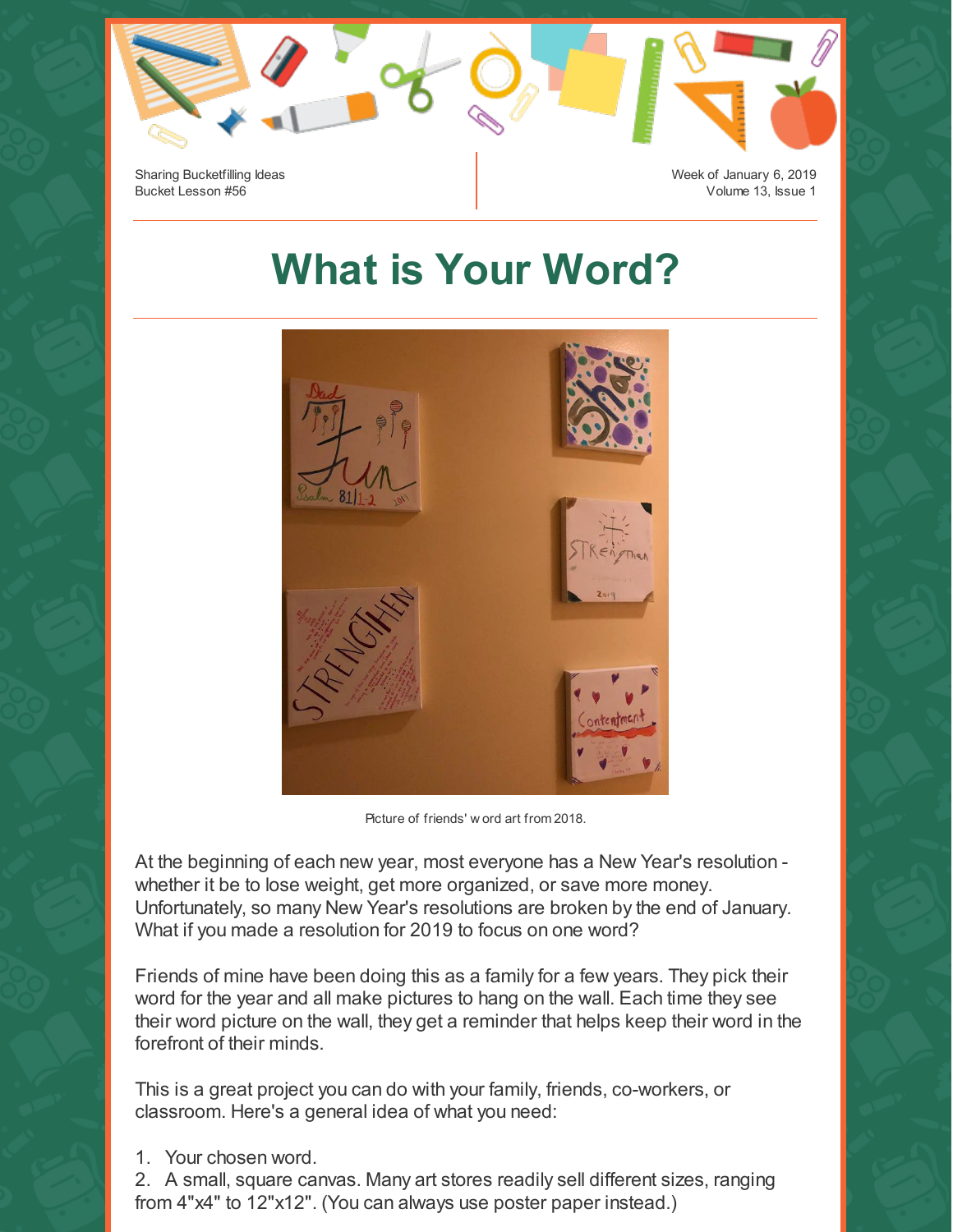Sharing Bucketfilling Ideas
Bucket Lesson #56

Week of January 6, 2019

# What is Your Word?

Picture of friends' word art from 2018.

At the beginning of each new year, most everyone has a New Year's resolution - whether it be to lose weight, get more organized, or save more money. Unfortunately, so many New Year's resolutions are broken by the end of January. What if you made a resolution for 2019 to focus on one word?

Friends of mine have been doing this as a family for a few years. They pick their word for the year and all make pictures to hang on the wall. Each time they see their word picture on the wall, they get a reminder that helps keep their word in the forefront of their minds.

This is a great project you can do with your family, friends, co-workers, or classroom. Here's a general idea of what you need:

1. Your chosen word.
2. A small, square canvas. Many art stores readily sell different sizes, ranging from 4"x4" to 12"x12". (You can always use poster paper instead.)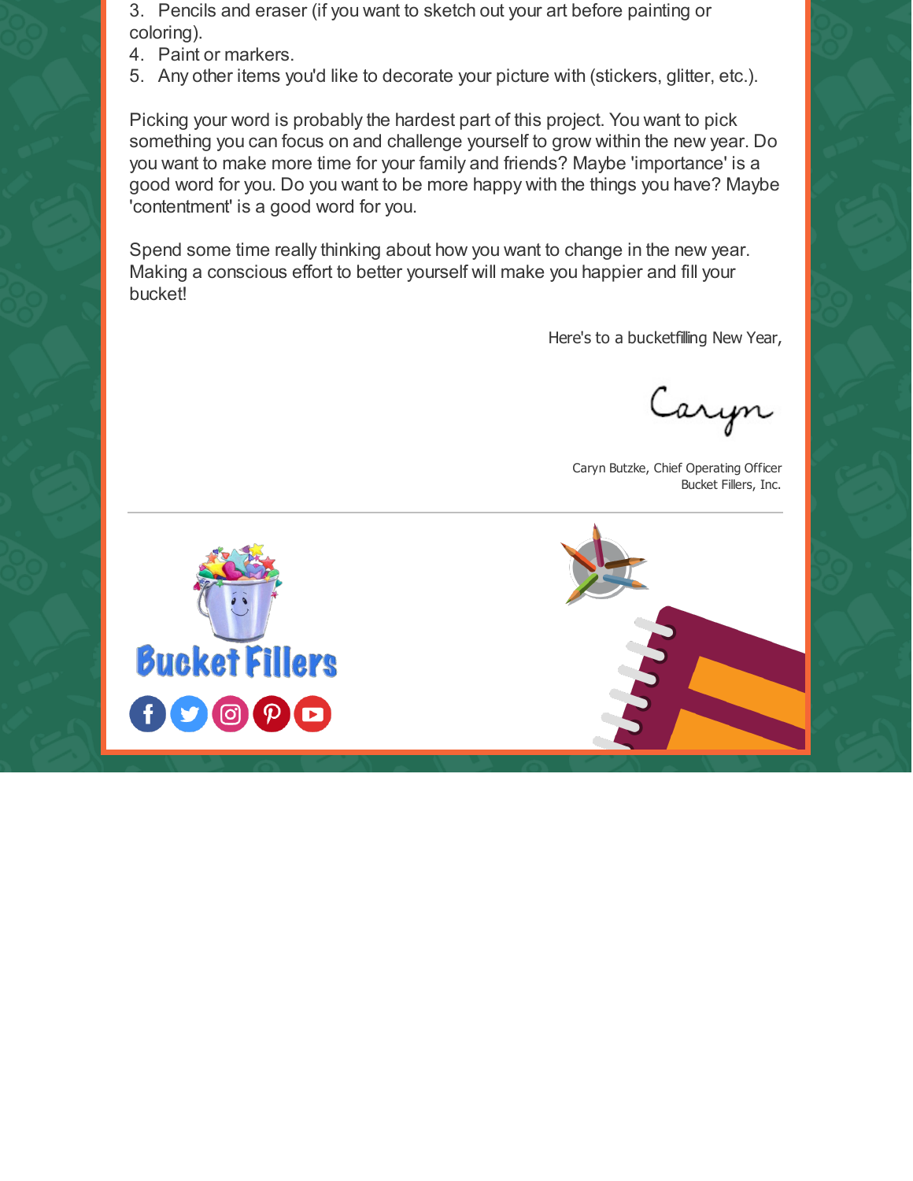3. Pencils and eraser (if you want to sketch out your art before painting or coloring).
4. Paint or markers.
5. Any other items you'd like to decorate your picture with (stickers, glitter, etc.).

Picking your word is probably the hardest part of this project. You want to pick something you can focus on and challenge yourself to grow within the new year. Do you want to make more time for your family and friends? Maybe 'importance' is a good word for you. Do you want to be more happy with the things you have? Maybe 'contentment' is a good word for you.

Spend some time really thinking about how you want to change in the new year. Making a conscious effort to better yourself will make you happier and fill your bucket!

Here's to a bucketfilling New Year,

Caryn

Caryn Butzke, Chief Operating Officer
Bucket Fillers, Inc.

---

Bucket Fillers